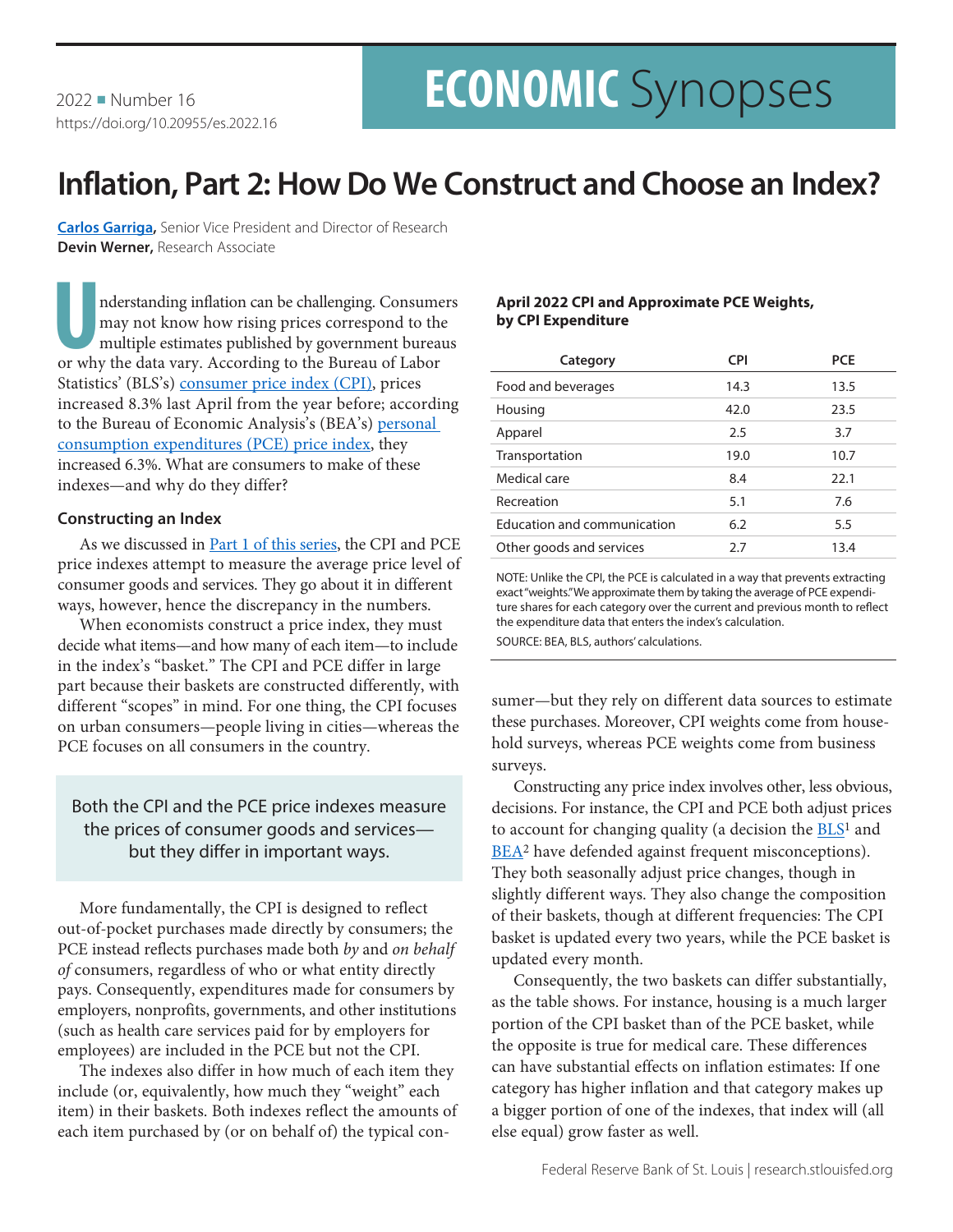2022 ■ Number 16
https://doi.org/10.20955/es.2022.16

# ECONOMIC Synopses

# Inflation, Part 2: How Do We Construct and Choose an Index?

**Carlos Garriga,** Senior Vice President and Director of Research
**Devin Werner,** Research Associate

Understanding inflation can be challenging. Consumers may not know how rising prices correspond to the multiple estimates published by government bureaus or why the data vary. According to the Bureau of Labor Statistics' (BLS's) consumer price index (CPI), prices increased 8.3% last April from the year before; according to the Bureau of Economic Analysis's (BEA's) personal consumption expenditures (PCE) price index, they increased 6.3%. What are consumers to make of these indexes—and why do they differ?

### Constructing an Index

As we discussed in Part 1 of this series, the CPI and PCE price indexes attempt to measure the average price level of consumer goods and services. They go about it in different ways, however, hence the discrepancy in the numbers.

When economists construct a price index, they must decide what items—and how many of each item—to include in the index's "basket." The CPI and PCE differ in large part because their baskets are constructed differently, with different "scopes" in mind. For one thing, the CPI focuses on urban consumers—people living in cities—whereas the PCE focuses on all consumers in the country.

> Both the CPI and the PCE price indexes measure the prices of consumer goods and services—but they differ in important ways.

More fundamentally, the CPI is designed to reflect out-of-pocket purchases made directly by consumers; the PCE instead reflects purchases made both *by* and *on behalf of* consumers, regardless of who or what entity directly pays. Consequently, expenditures made for consumers by employers, nonprofits, governments, and other institutions (such as health care services paid for by employers for employees) are included in the PCE but not the CPI.

The indexes also differ in how much of each item they include (or, equivalently, how much they "weight" each item) in their baskets. Both indexes reflect the amounts of each item purchased by (or on behalf of) the typical consumer—but they rely on different data sources to estimate these purchases. Moreover, CPI weights come from household surveys, whereas PCE weights come from business surveys.

Constructing any price index involves other, less obvious, decisions. For instance, the CPI and PCE both adjust prices to account for changing quality (a decision the BLS[1] and BEA[2] have defended against frequent misconceptions). They both seasonally adjust price changes, though in slightly different ways. They also change the composition of their baskets, though at different frequencies: The CPI basket is updated every two years, while the PCE basket is updated every month.

Consequently, the two baskets can differ substantially, as the table shows. For instance, housing is a much larger portion of the CPI basket than of the PCE basket, while the opposite is true for medical care. These differences can have substantial effects on inflation estimates: If one category has higher inflation and that category makes up a bigger portion of one of the indexes, that index will (all else equal) grow faster as well.

**April 2022 CPI and Approximate PCE Weights, by CPI Expenditure**

| Category | CPI | PCE |
|---|---|---|
| Food and beverages | 14.3 | 13.5 |
| Housing | 42.0 | 23.5 |
| Apparel | 2.5 | 3.7 |
| Transportation | 19.0 | 10.7 |
| Medical care | 8.4 | 22.1 |
| Recreation | 5.1 | 7.6 |
| Education and communication | 6.2 | 5.5 |
| Other goods and services | 2.7 | 13.4 |

NOTE: Unlike the CPI, the PCE is calculated in a way that prevents extracting exact "weights." We approximate them by taking the average of PCE expenditure shares for each category over the current and previous month to reflect the expenditure data that enters the index's calculation.
SOURCE: BEA, BLS, authors' calculations.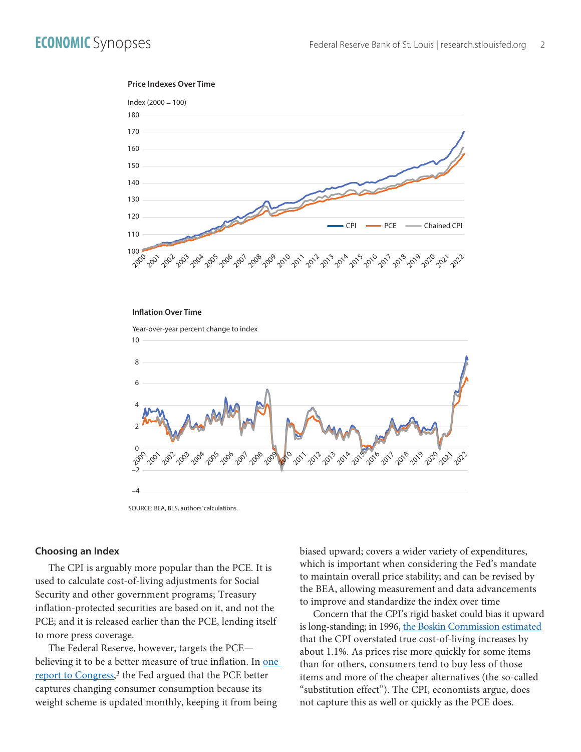**Price Indexes Over Time**

Index (2000 = 100)

**Inflation Over Time**

Year-over-year percent change to index

SOURCE: BEA, BLS, authors' calculations.

### Choosing an Index

The CPI is arguably more popular than the PCE. It is used to calculate cost-of-living adjustments for Social Security and other government programs; Treasury inflation-protected securities are based on it, and not the PCE; and it is released earlier than the PCE, lending itself to more press coverage.

The Federal Reserve, however, targets the PCE—believing it to be a better measure of true inflation. In one report to Congress,[3] the Fed argued that the PCE better captures changing consumer consumption because its weight scheme is updated monthly, keeping it from being biased upward; covers a wider variety of expenditures, which is important when considering the Fed's mandate to maintain overall price stability; and can be revised by the BEA, allowing measurement and data advancements to improve and standardize the index over time

Concern that the CPI's rigid basket could bias it upward is long-standing; in 1996, the Boskin Commission estimated that the CPI overstated true cost-of-living increases by about 1.1%. As prices rise more quickly for some items than for others, consumers tend to buy less of those items and more of the cheaper alternatives (the so-called "substitution effect"). The CPI, economists argue, does not capture this as well or quickly as the PCE does.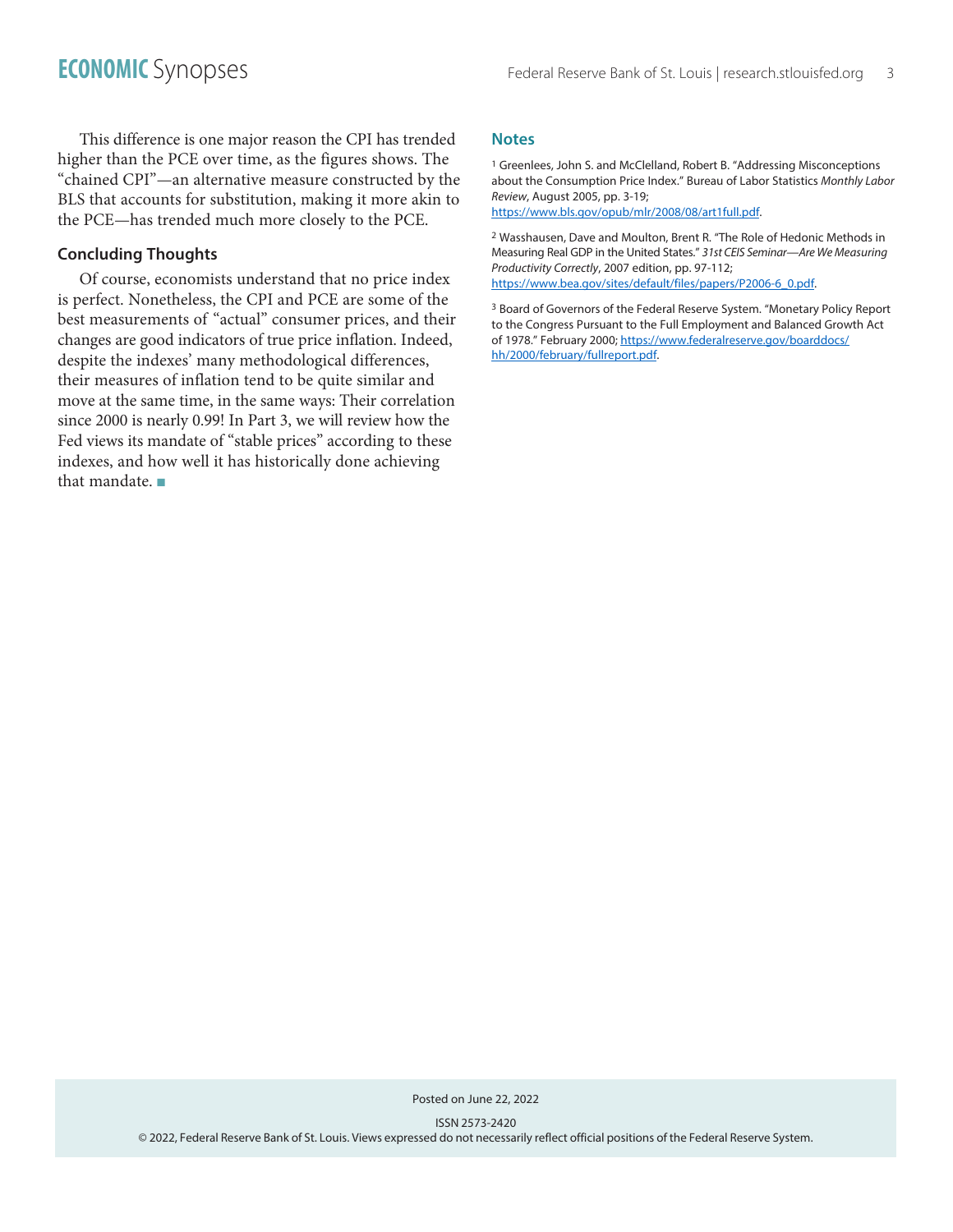This difference is one major reason the CPI has trended higher than the PCE over time, as the figures shows. The "chained CPI"—an alternative measure constructed by the BLS that accounts for substitution, making it more akin to the PCE—has trended much more closely to the PCE.

### Concluding Thoughts

Of course, economists understand that no price index is perfect. Nonetheless, the CPI and PCE are some of the best measurements of "actual" consumer prices, and their changes are good indicators of true price inflation. Indeed, despite the indexes' many methodological differences, their measures of inflation tend to be quite similar and move at the same time, in the same ways: Their correlation since 2000 is nearly 0.99! In Part 3, we will review how the Fed views its mandate of "stable prices" according to these indexes, and how well it has historically done achieving that mandate. ■

### Notes

[1] Greenlees, John S. and McClelland, Robert B. "Addressing Misconceptions about the Consumption Price Index." Bureau of Labor Statistics *Monthly Labor Review*, August 2005, pp. 3-19; https://www.bls.gov/opub/mlr/2008/08/art1full.pdf.

[2] Wasshausen, Dave and Moulton, Brent R. "The Role of Hedonic Methods in Measuring Real GDP in the United States." *31st CEIS Seminar—Are We Measuring Productivity Correctly*, 2007 edition, pp. 97-112; https://www.bea.gov/sites/default/files/papers/P2006-6_0.pdf.

[3] Board of Governors of the Federal Reserve System. "Monetary Policy Report to the Congress Pursuant to the Full Employment and Balanced Growth Act of 1978." February 2000; https://www.federalreserve.gov/boarddocs/hh/2000/february/fullreport.pdf.

Posted on June 22, 2022

ISSN 2573-2420

© 2022, Federal Reserve Bank of St. Louis. Views expressed do not necessarily reflect official positions of the Federal Reserve System.